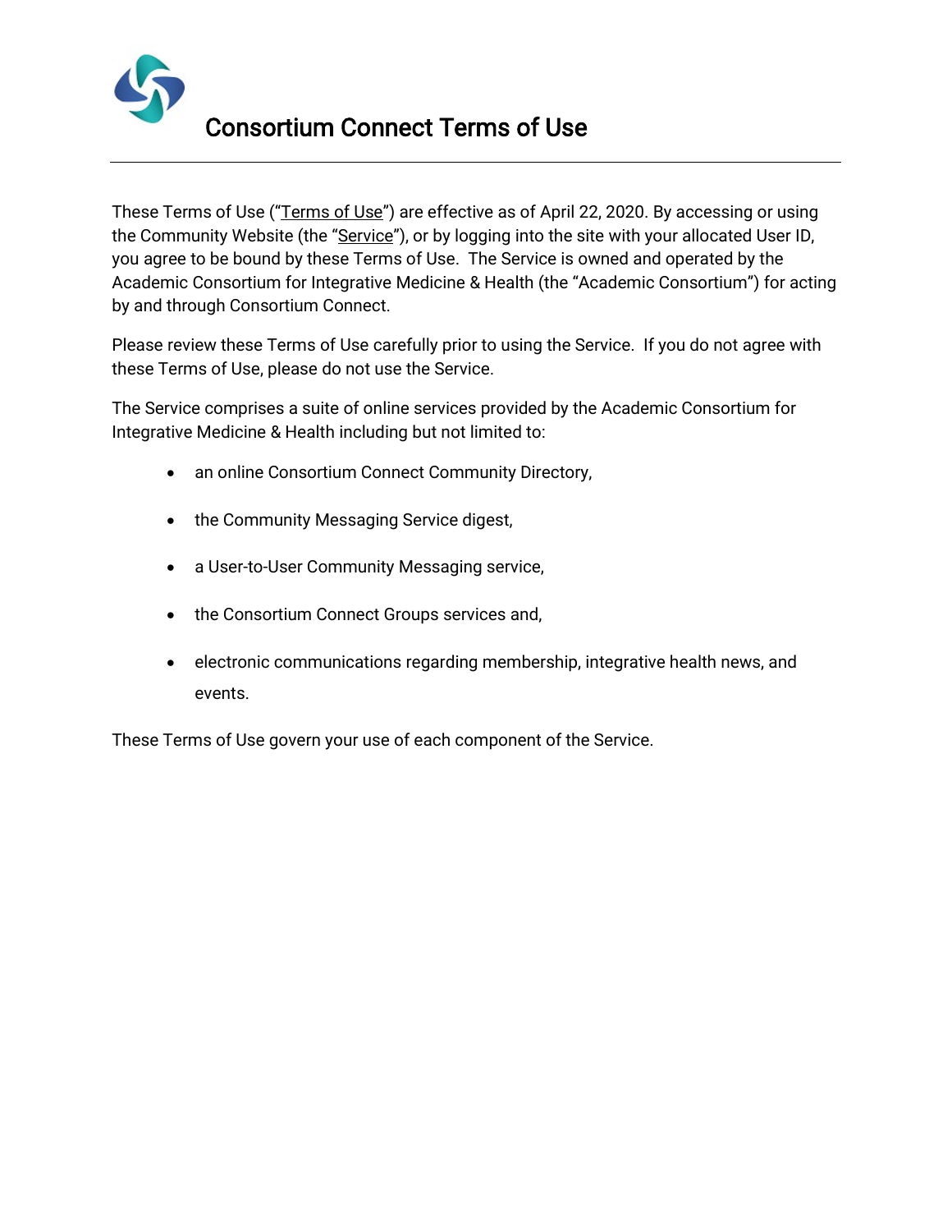# Consortium Connect Terms of Use

These Terms of Use ("Terms of Use") are effective as of April 22, 2020. By accessing or using the Community Website (the "Service"), or by logging into the site with your allocated User ID, you agree to be bound by these Terms of Use. The Service is owned and operated by the Academic Consortium for Integrative Medicine & Health (the "Academic Consortium") for acting by and through Consortium Connect.

Please review these Terms of Use carefully prior to using the Service. If you do not agree with these Terms of Use, please do not use the Service.

The Service comprises a suite of online services provided by the Academic Consortium for Integrative Medicine & Health including but not limited to:

- an online Consortium Connect Community Directory,
- the Community Messaging Service digest,
- a User-to-User Community Messaging service,
- the Consortium Connect Groups services and,
- electronic communications regarding membership, integrative health news, and events.

These Terms of Use govern your use of each component of the Service.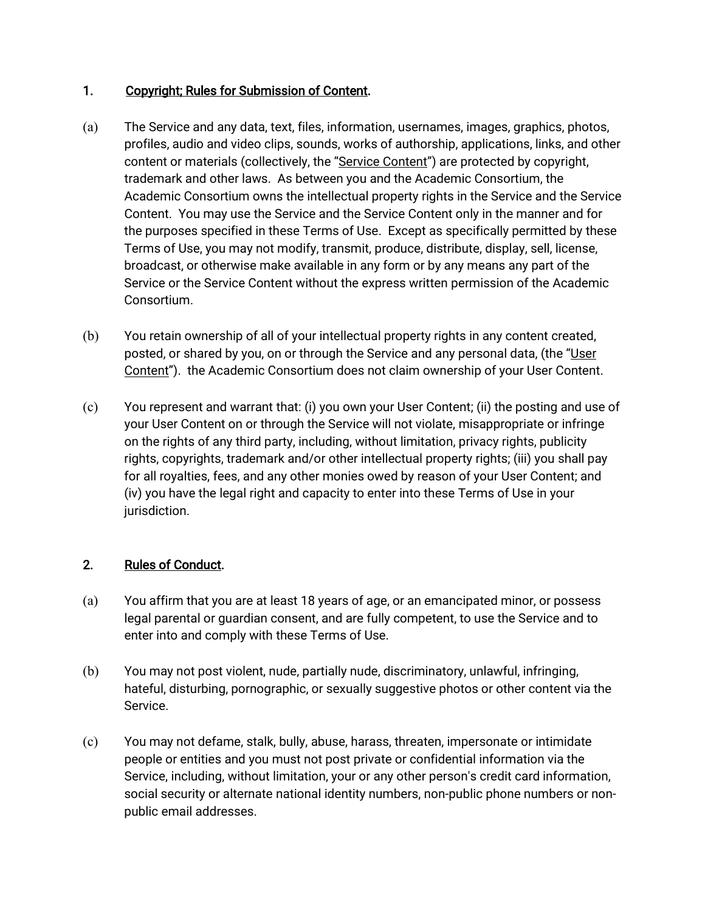## 1. Copyright; Rules for Submission of Content.

(a) The Service and any data, text, files, information, usernames, images, graphics, photos, profiles, audio and video clips, sounds, works of authorship, applications, links, and other content or materials (collectively, the "Service Content") are protected by copyright, trademark and other laws. As between you and the Academic Consortium, the Academic Consortium owns the intellectual property rights in the Service and the Service Content. You may use the Service and the Service Content only in the manner and for the purposes specified in these Terms of Use. Except as specifically permitted by these Terms of Use, you may not modify, transmit, produce, distribute, display, sell, license, broadcast, or otherwise make available in any form or by any means any part of the Service or the Service Content without the express written permission of the Academic Consortium.

(b) You retain ownership of all of your intellectual property rights in any content created, posted, or shared by you, on or through the Service and any personal data, (the "User Content"). the Academic Consortium does not claim ownership of your User Content.

(c) You represent and warrant that: (i) you own your User Content; (ii) the posting and use of your User Content on or through the Service will not violate, misappropriate or infringe on the rights of any third party, including, without limitation, privacy rights, publicity rights, copyrights, trademark and/or other intellectual property rights; (iii) you shall pay for all royalties, fees, and any other monies owed by reason of your User Content; and (iv) you have the legal right and capacity to enter into these Terms of Use in your jurisdiction.

## 2. Rules of Conduct.

(a) You affirm that you are at least 18 years of age, or an emancipated minor, or possess legal parental or guardian consent, and are fully competent, to use the Service and to enter into and comply with these Terms of Use.

(b) You may not post violent, nude, partially nude, discriminatory, unlawful, infringing, hateful, disturbing, pornographic, or sexually suggestive photos or other content via the Service.

(c) You may not defame, stalk, bully, abuse, harass, threaten, impersonate or intimidate people or entities and you must not post private or confidential information via the Service, including, without limitation, your or any other person's credit card information, social security or alternate national identity numbers, non-public phone numbers or non-public email addresses.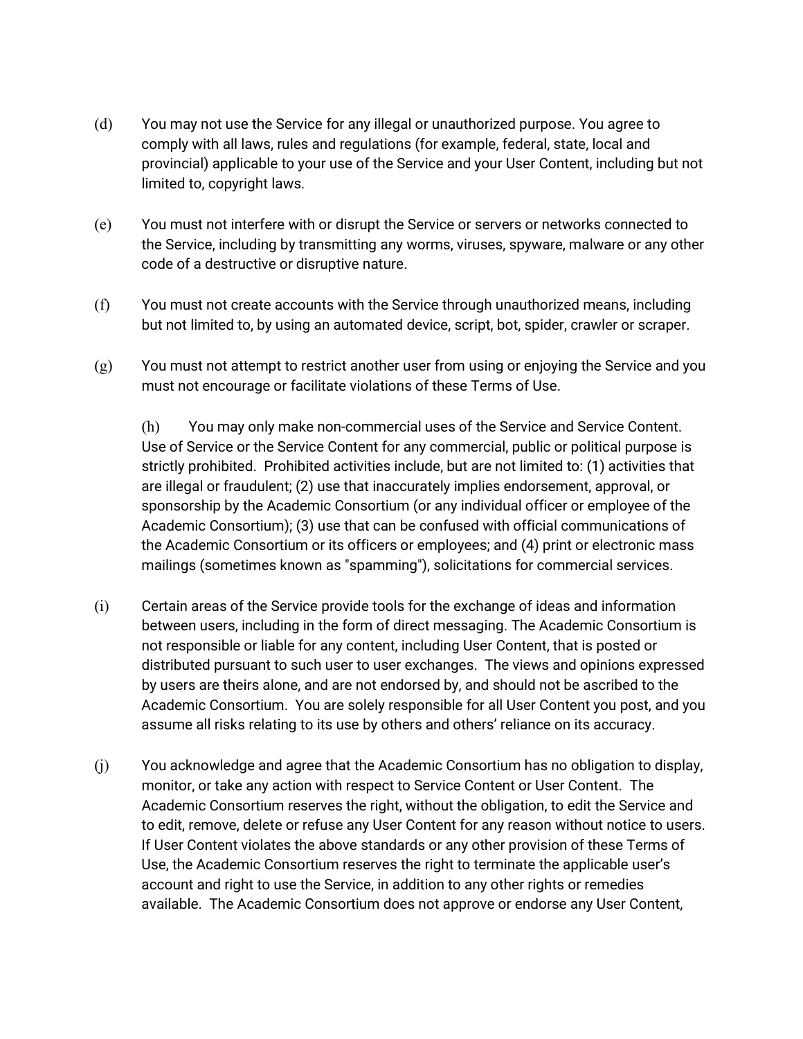(d) You may not use the Service for any illegal or unauthorized purpose. You agree to comply with all laws, rules and regulations (for example, federal, state, local and provincial) applicable to your use of the Service and your User Content, including but not limited to, copyright laws.

(e) You must not interfere with or disrupt the Service or servers or networks connected to the Service, including by transmitting any worms, viruses, spyware, malware or any other code of a destructive or disruptive nature.

(f) You must not create accounts with the Service through unauthorized means, including but not limited to, by using an automated device, script, bot, spider, crawler or scraper.

(g) You must not attempt to restrict another user from using or enjoying the Service and you must not encourage or facilitate violations of these Terms of Use.

(h) You may only make non-commercial uses of the Service and Service Content. Use of Service or the Service Content for any commercial, public or political purpose is strictly prohibited. Prohibited activities include, but are not limited to: (1) activities that are illegal or fraudulent; (2) use that inaccurately implies endorsement, approval, or sponsorship by the Academic Consortium (or any individual officer or employee of the Academic Consortium); (3) use that can be confused with official communications of the Academic Consortium or its officers or employees; and (4) print or electronic mass mailings (sometimes known as "spamming"), solicitations for commercial services.

(i) Certain areas of the Service provide tools for the exchange of ideas and information between users, including in the form of direct messaging. The Academic Consortium is not responsible or liable for any content, including User Content, that is posted or distributed pursuant to such user to user exchanges. The views and opinions expressed by users are theirs alone, and are not endorsed by, and should not be ascribed to the Academic Consortium. You are solely responsible for all User Content you post, and you assume all risks relating to its use by others and others' reliance on its accuracy.

(j) You acknowledge and agree that the Academic Consortium has no obligation to display, monitor, or take any action with respect to Service Content or User Content. The Academic Consortium reserves the right, without the obligation, to edit the Service and to edit, remove, delete or refuse any User Content for any reason without notice to users. If User Content violates the above standards or any other provision of these Terms of Use, the Academic Consortium reserves the right to terminate the applicable user's account and right to use the Service, in addition to any other rights or remedies available. The Academic Consortium does not approve or endorse any User Content,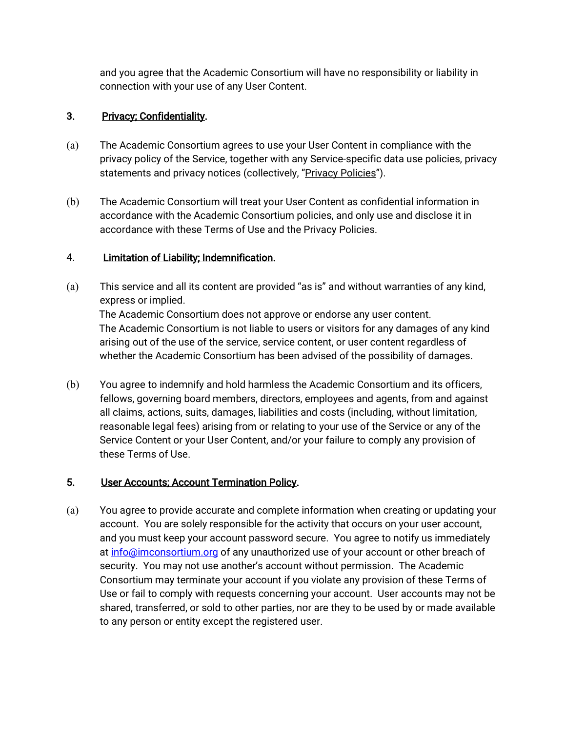and you agree that the Academic Consortium will have no responsibility or liability in connection with your use of any User Content.

3. <u>Privacy; Confidentiality</u>.

(a) The Academic Consortium agrees to use your User Content in compliance with the privacy policy of the Service, together with any Service-specific data use policies, privacy statements and privacy notices (collectively, "<u>Privacy Policies</u>").

(b) The Academic Consortium will treat your User Content as confidential information in accordance with the Academic Consortium policies, and only use and disclose it in accordance with these Terms of Use and the Privacy Policies.

4. <u>Limitation of Liability; Indemnification</u>.

(a) This service and all its content are provided "as is" and without warranties of any kind, express or implied.
The Academic Consortium does not approve or endorse any user content.
The Academic Consortium is not liable to users or visitors for any damages of any kind arising out of the use of the service, service content, or user content regardless of whether the Academic Consortium has been advised of the possibility of damages.

(b) You agree to indemnify and hold harmless the Academic Consortium and its officers, fellows, governing board members, directors, employees and agents, from and against all claims, actions, suits, damages, liabilities and costs (including, without limitation, reasonable legal fees) arising from or relating to your use of the Service or any of the Service Content or your User Content, and/or your failure to comply any provision of these Terms of Use.

5. <u>User Accounts; Account Termination Policy</u>.

(a) You agree to provide accurate and complete information when creating or updating your account. You are solely responsible for the activity that occurs on your user account, and you must keep your account password secure. You agree to notify us immediately at info@imconsortium.org of any unauthorized use of your account or other breach of security. You may not use another's account without permission. The Academic Consortium may terminate your account if you violate any provision of these Terms of Use or fail to comply with requests concerning your account. User accounts may not be shared, transferred, or sold to other parties, nor are they to be used by or made available to any person or entity except the registered user.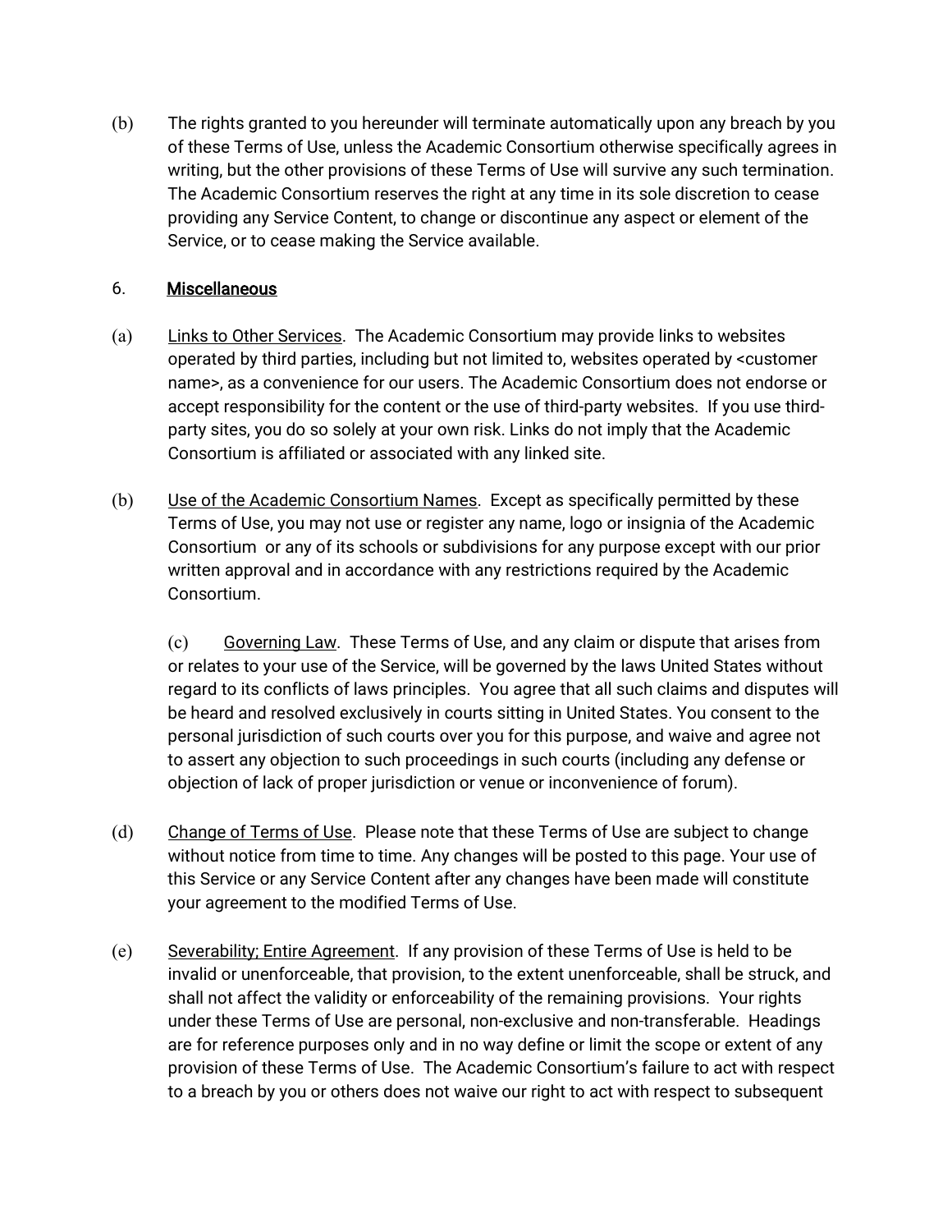(b) The rights granted to you hereunder will terminate automatically upon any breach by you of these Terms of Use, unless the Academic Consortium otherwise specifically agrees in writing, but the other provisions of these Terms of Use will survive any such termination. The Academic Consortium reserves the right at any time in its sole discretion to cease providing any Service Content, to change or discontinue any aspect or element of the Service, or to cease making the Service available.

## 6. Miscellaneous

(a) Links to Other Services. The Academic Consortium may provide links to websites operated by third parties, including but not limited to, websites operated by <customer name>, as a convenience for our users. The Academic Consortium does not endorse or accept responsibility for the content or the use of third-party websites. If you use third-party sites, you do so solely at your own risk. Links do not imply that the Academic Consortium is affiliated or associated with any linked site.

(b) Use of the Academic Consortium Names. Except as specifically permitted by these Terms of Use, you may not use or register any name, logo or insignia of the Academic Consortium or any of its schools or subdivisions for any purpose except with our prior written approval and in accordance with any restrictions required by the Academic Consortium.

(c) Governing Law. These Terms of Use, and any claim or dispute that arises from or relates to your use of the Service, will be governed by the laws United States without regard to its conflicts of laws principles. You agree that all such claims and disputes will be heard and resolved exclusively in courts sitting in United States. You consent to the personal jurisdiction of such courts over you for this purpose, and waive and agree not to assert any objection to such proceedings in such courts (including any defense or objection of lack of proper jurisdiction or venue or inconvenience of forum).

(d) Change of Terms of Use. Please note that these Terms of Use are subject to change without notice from time to time. Any changes will be posted to this page. Your use of this Service or any Service Content after any changes have been made will constitute your agreement to the modified Terms of Use.

(e) Severability; Entire Agreement. If any provision of these Terms of Use is held to be invalid or unenforceable, that provision, to the extent unenforceable, shall be struck, and shall not affect the validity or enforceability of the remaining provisions. Your rights under these Terms of Use are personal, non-exclusive and non-transferable. Headings are for reference purposes only and in no way define or limit the scope or extent of any provision of these Terms of Use. The Academic Consortium's failure to act with respect to a breach by you or others does not waive our right to act with respect to subsequent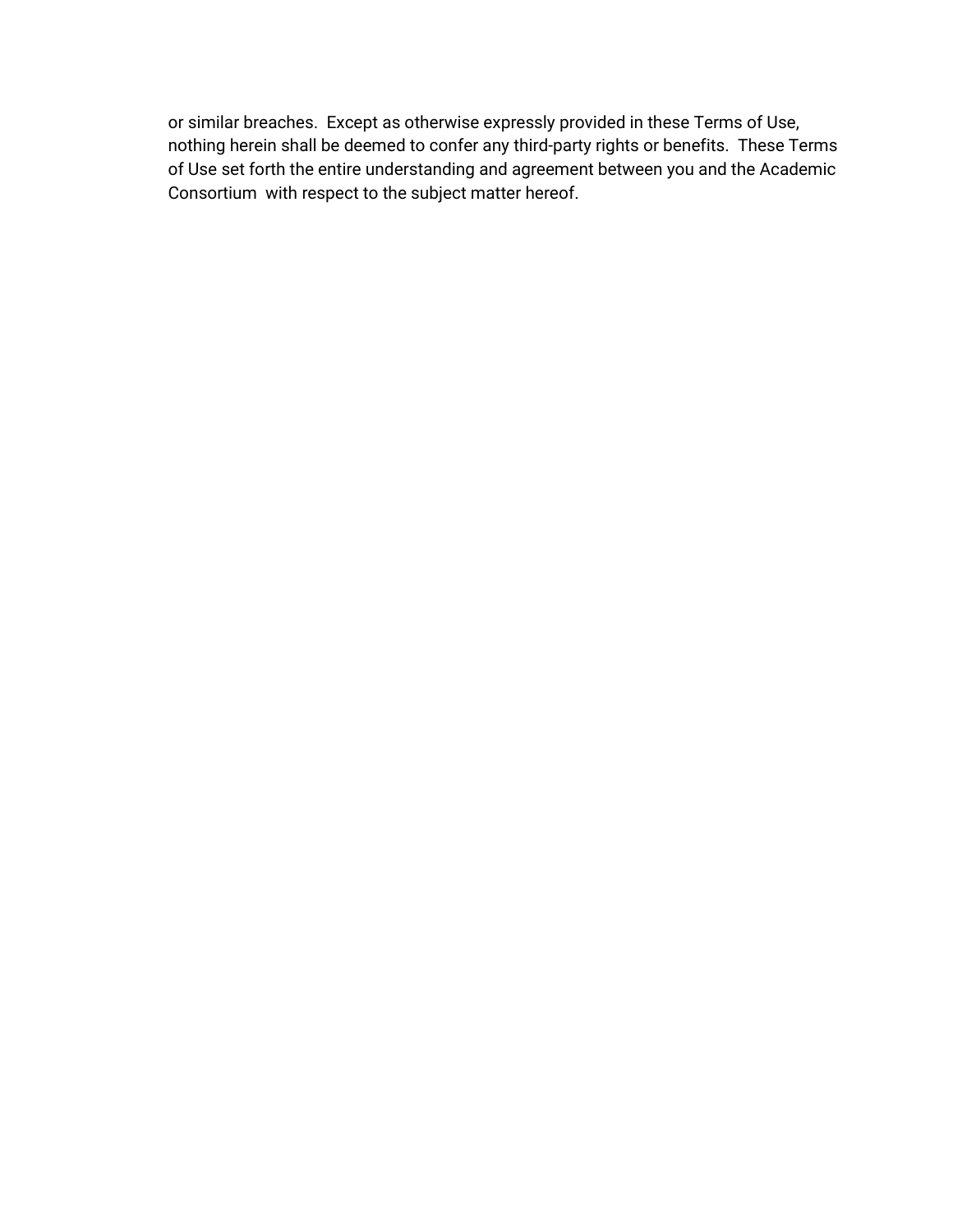or similar breaches. Except as otherwise expressly provided in these Terms of Use, nothing herein shall be deemed to confer any third-party rights or benefits. These Terms of Use set forth the entire understanding and agreement between you and the Academic Consortium with respect to the subject matter hereof.